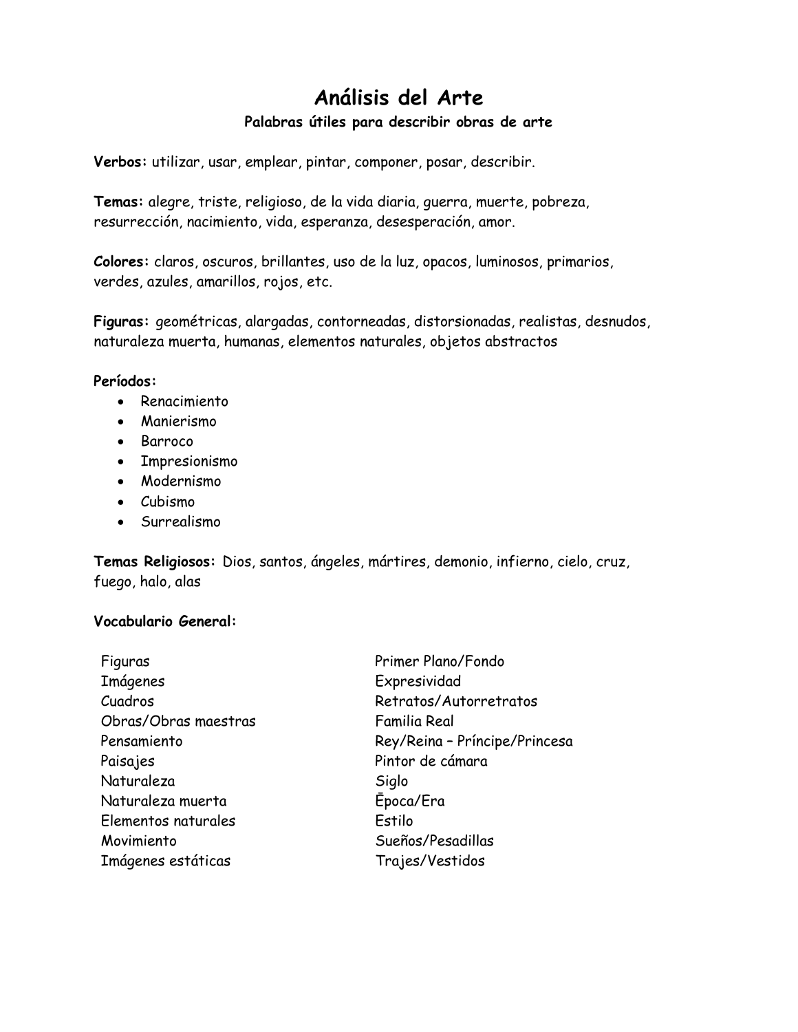# Análisis del Arte

**Palabras útiles para describir obras de arte**

**Verbos:** utilizar, usar, emplear, pintar, componer, posar, describir.

**Temas:** alegre, triste, religioso, de la vida diaria, guerra, muerte, pobreza, resurrección, nacimiento, vida, esperanza, desesperación, amor.

**Colores:** claros, oscuros, brillantes, uso de la luz, opacos, luminosos, primarios, verdes, azules, amarillos, rojos, etc.

**Figuras:** geométricas, alargadas, contorneadas, distorsionadas, realistas, desnudos, naturaleza muerta, humanas, elementos naturales, objetos abstractos

**Períodos:**

- Renacimiento
- Manierismo
- Barroco
- Impresionismo
- Modernismo
- Cubismo
- Surrealismo

**Temas Religiosos:** Dios, santos, ángeles, mártires, demonio, infierno, cielo, cruz, fuego, halo, alas

**Vocabulario General:**

| | |
|---|---|
| Figuras | Primer Plano/Fondo |
| Imágenes | Expresividad |
| Cuadros | Retratos/Autorretratos |
| Obras/Obras maestras | Familia Real |
| Pensamiento | Rey/Reina – Príncipe/Princesa |
| Paisajes | Pintor de cámara |
| Naturaleza | Siglo |
| Naturaleza muerta | Ēpoca/Era |
| Elementos naturales | Estilo |
| Movimiento | Sueños/Pesadillas |
| Imágenes estáticas | Trajes/Vestidos |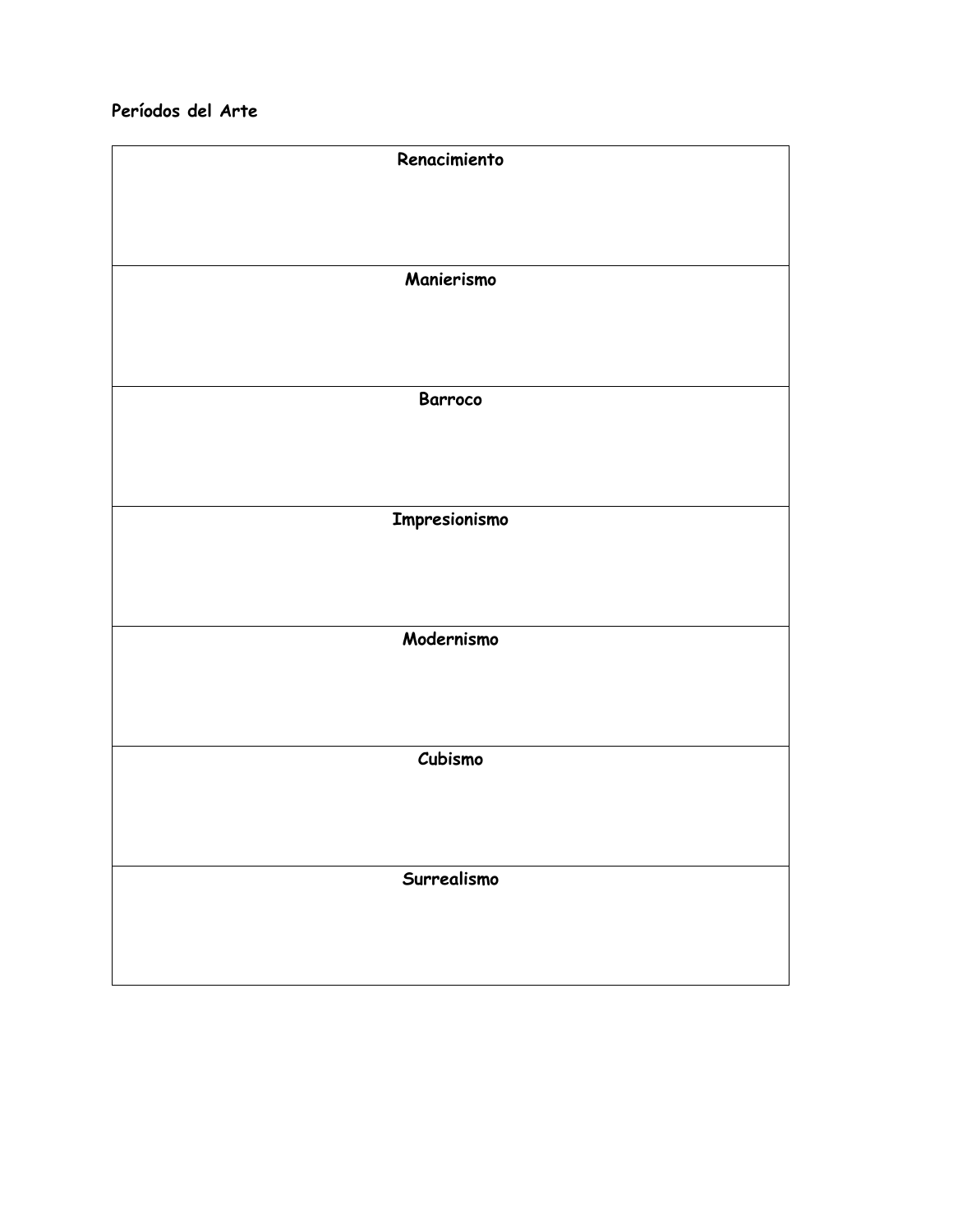**Períodos del Arte**

| |
|---|
| **Renacimiento** |
| **Manierismo** |
| **Barroco** |
| **Impresionismo** |
| **Modernismo** |
| **Cubismo** |
| **Surrealismo** |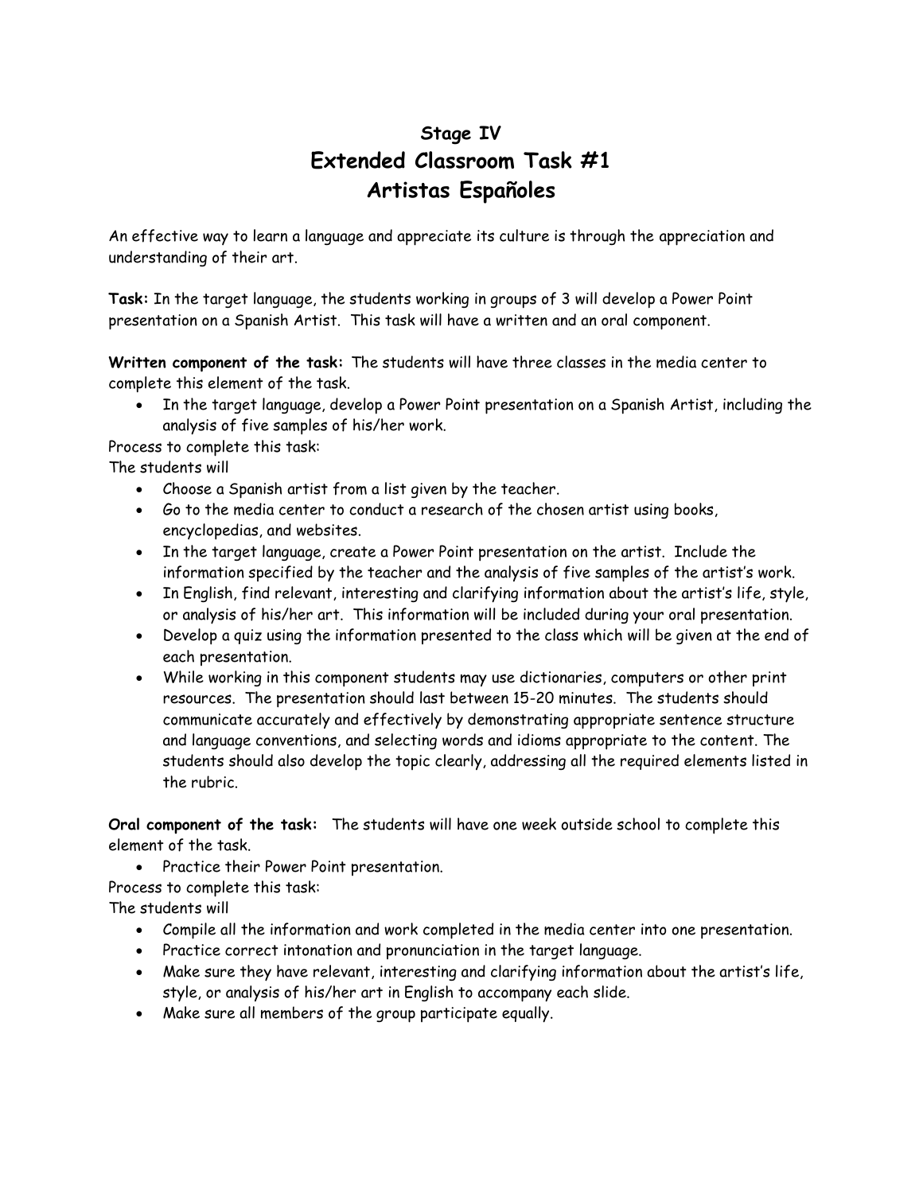# Stage IV
# Extended Classroom Task #1
# Artistas Españoles

An effective way to learn a language and appreciate its culture is through the appreciation and understanding of their art.

**Task:** In the target language, the students working in groups of 3 will develop a Power Point presentation on a Spanish Artist. This task will have a written and an oral component.

**Written component of the task:** The students will have three classes in the media center to complete this element of the task.

- In the target language, develop a Power Point presentation on a Spanish Artist, including the analysis of five samples of his/her work.

Process to complete this task:

The students will

- Choose a Spanish artist from a list given by the teacher.
- Go to the media center to conduct a research of the chosen artist using books, encyclopedias, and websites.
- In the target language, create a Power Point presentation on the artist. Include the information specified by the teacher and the analysis of five samples of the artist's work.
- In English, find relevant, interesting and clarifying information about the artist's life, style, or analysis of his/her art. This information will be included during your oral presentation.
- Develop a quiz using the information presented to the class which will be given at the end of each presentation.
- While working in this component students may use dictionaries, computers or other print resources. The presentation should last between 15-20 minutes. The students should communicate accurately and effectively by demonstrating appropriate sentence structure and language conventions, and selecting words and idioms appropriate to the content. The students should also develop the topic clearly, addressing all the required elements listed in the rubric.

**Oral component of the task:** The students will have one week outside school to complete this element of the task.

- Practice their Power Point presentation.

Process to complete this task:

The students will

- Compile all the information and work completed in the media center into one presentation.
- Practice correct intonation and pronunciation in the target language.
- Make sure they have relevant, interesting and clarifying information about the artist's life, style, or analysis of his/her art in English to accompany each slide.
- Make sure all members of the group participate equally.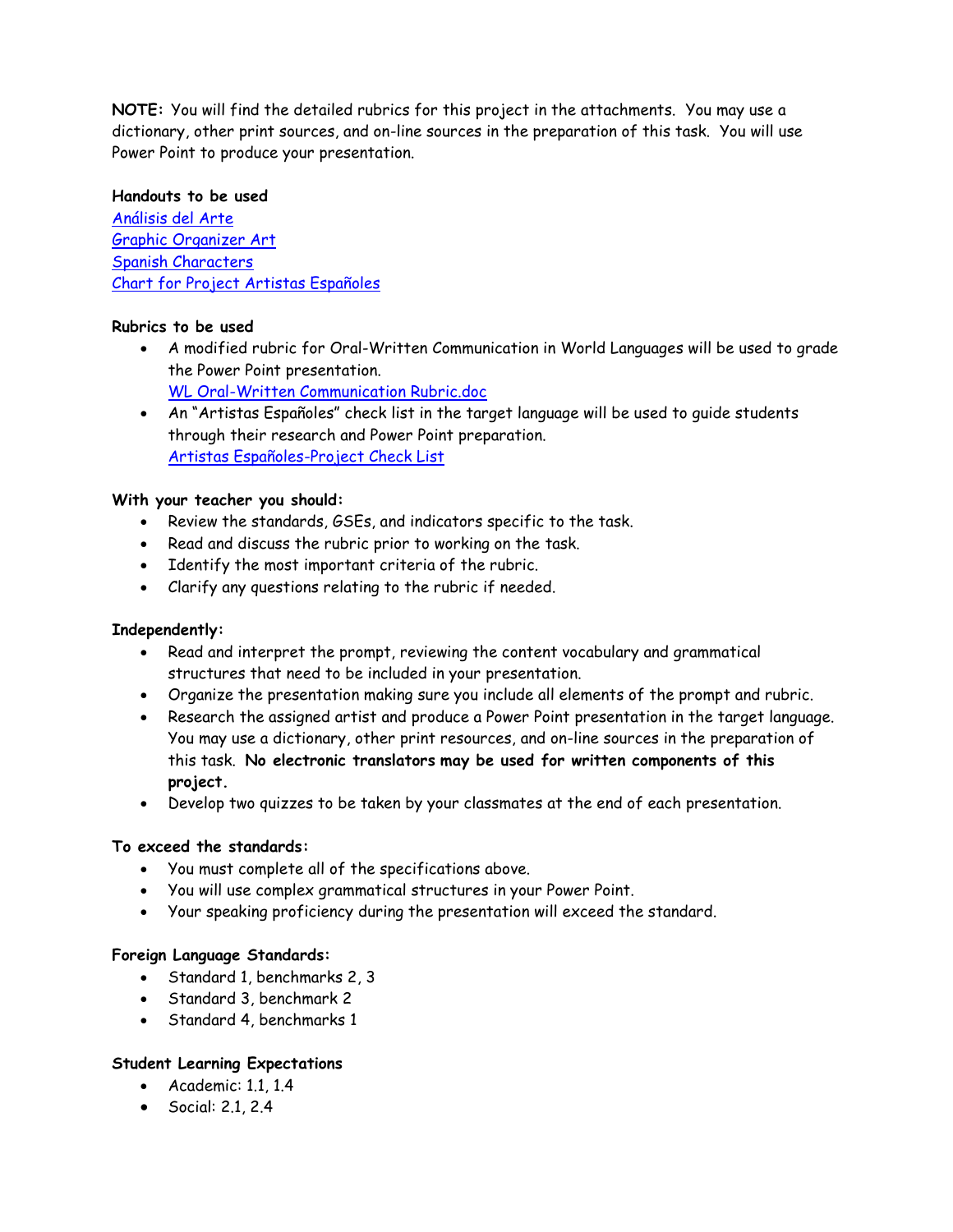**NOTE:** You will find the detailed rubrics for this project in the attachments. You may use a dictionary, other print sources, and on-line sources in the preparation of this task. You will use Power Point to produce your presentation.

**Handouts to be used**

Análisis del Arte
Graphic Organizer Art
Spanish Characters
Chart for Project Artistas Españoles

**Rubrics to be used**

- A modified rubric for Oral-Written Communication in World Languages will be used to grade the Power Point presentation.
  WL Oral-Written Communication Rubric.doc
- An "Artistas Españoles" check list in the target language will be used to guide students through their research and Power Point preparation.
  Artistas Españoles-Project Check List

**With your teacher you should:**

- Review the standards, GSEs, and indicators specific to the task.
- Read and discuss the rubric prior to working on the task.
- Identify the most important criteria of the rubric.
- Clarify any questions relating to the rubric if needed.

**Independently:**

- Read and interpret the prompt, reviewing the content vocabulary and grammatical structures that need to be included in your presentation.
- Organize the presentation making sure you include all elements of the prompt and rubric.
- Research the assigned artist and produce a Power Point presentation in the target language. You may use a dictionary, other print resources, and on-line sources in the preparation of this task. **No electronic translators may be used for written components of this project.**
- Develop two quizzes to be taken by your classmates at the end of each presentation.

**To exceed the standards:**

- You must complete all of the specifications above.
- You will use complex grammatical structures in your Power Point.
- Your speaking proficiency during the presentation will exceed the standard.

**Foreign Language Standards:**

- Standard 1, benchmarks 2, 3
- Standard 3, benchmark 2
- Standard 4, benchmarks 1

**Student Learning Expectations**

- Academic: 1.1, 1.4
- Social: 2.1, 2.4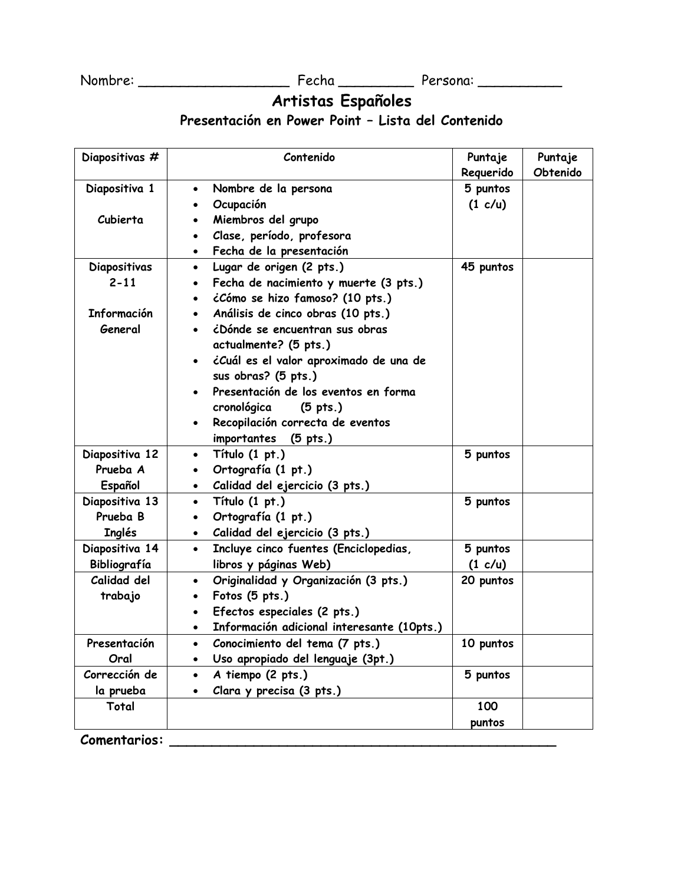Nombre: ___________________ Fecha _________ Persona: __________

# Artistas Españoles

## Presentación en Power Point – Lista del Contenido

| Diapositivas # | Contenido | Puntaje Requerido | Puntaje Obtenido |
|---|---|---|---|
| Diapositiva 1<br><br>Cubierta | • Nombre de la persona<br>• Ocupación<br>• Miembros del grupo<br>• Clase, período, profesora<br>• Fecha de la presentación | 5 puntos (1 c/u) | |
| Diapositivas 2-11<br><br>Información General | • Lugar de origen (2 pts.)<br>• Fecha de nacimiento y muerte (3 pts.)<br>• ¿Cómo se hizo famoso? (10 pts.)<br>• Análisis de cinco obras (10 pts.)<br>• ¿Dónde se encuentran sus obras actualmente? (5 pts.)<br>• ¿Cuál es el valor aproximado de una de sus obras? (5 pts.)<br>• Presentación de los eventos en forma cronológica (5 pts.)<br>• Recopilación correcta de eventos importantes (5 pts.) | 45 puntos | |
| Diapositiva 12 Prueba A Español | • Título (1 pt.)<br>• Ortografía (1 pt.)<br>• Calidad del ejercicio (3 pts.) | 5 puntos | |
| Diapositiva 13 Prueba B Inglés | • Título (1 pt.)<br>• Ortografía (1 pt.)<br>• Calidad del ejercicio (3 pts.) | 5 puntos | |
| Diapositiva 14 Bibliografía | • Incluye cinco fuentes (Enciclopedias, libros y páginas Web) | 5 puntos (1 c/u) | |
| Calidad del trabajo | • Originalidad y Organización (3 pts.)<br>• Fotos (5 pts.)<br>• Efectos especiales (2 pts.)<br>• Información adicional interesante (10pts.) | 20 puntos | |
| Presentación Oral | • Conocimiento del tema (7 pts.)<br>• Uso apropiado del lenguaje (3pt.) | 10 puntos | |
| Corrección de la prueba | • A tiempo (2 pts.)<br>• Clara y precisa (3 pts.) | 5 puntos | |
| Total | | 100 puntos | |

**Comentarios:** ___________________________________________________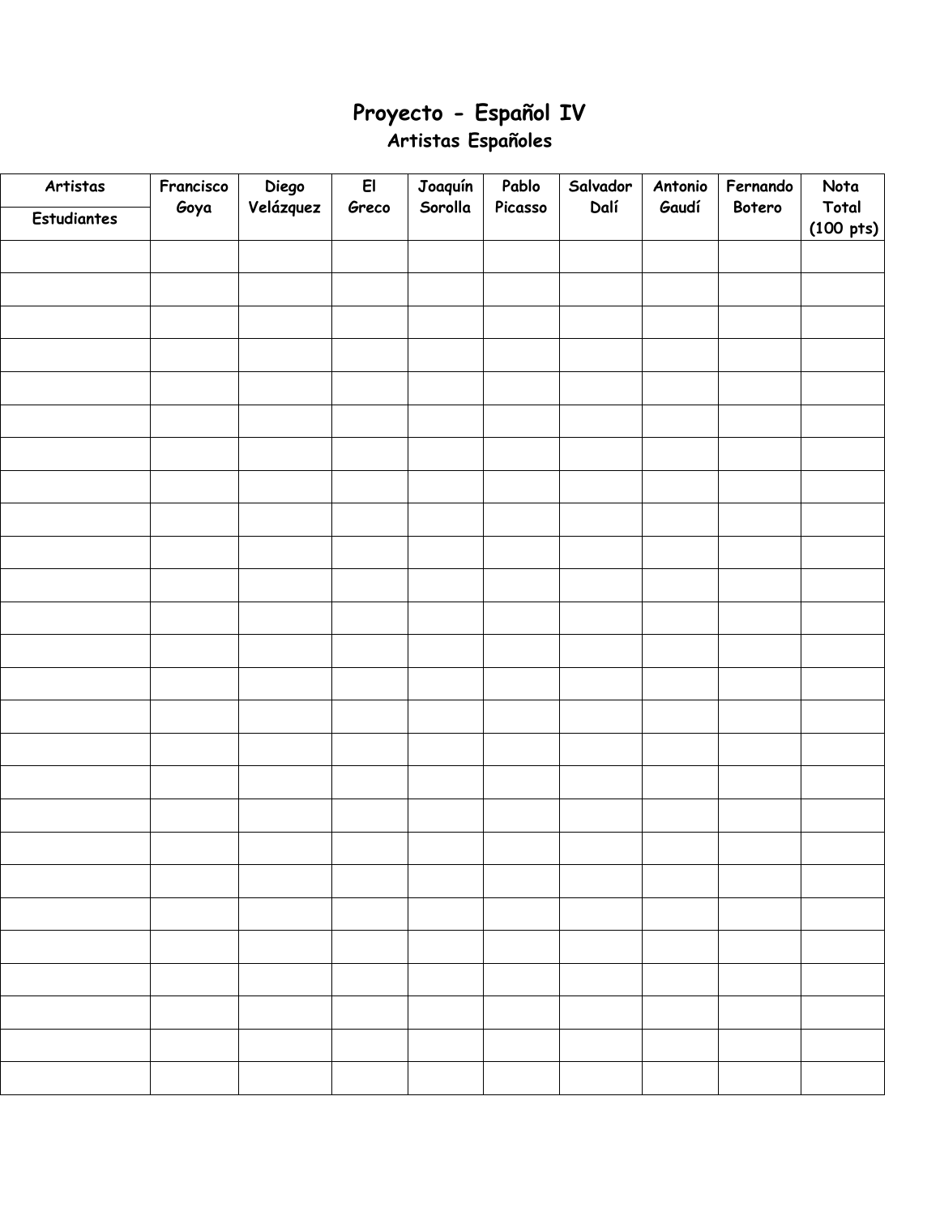# Proyecto - Español IV

## Artistas Españoles

| Artistas / Estudiantes | Francisco Goya | Diego Velázquez | El Greco | Joaquín Sorolla | Pablo Picasso | Salvador Dalí | Antonio Gaudí | Fernando Botero | Nota Total (100 pts) |
|---|---|---|---|---|---|---|---|---|---|
| | | | | | | | | | |
| | | | | | | | | | |
| | | | | | | | | | |
| | | | | | | | | | |
| | | | | | | | | | |
| | | | | | | | | | |
| | | | | | | | | | |
| | | | | | | | | | |
| | | | | | | | | | |
| | | | | | | | | | |
| | | | | | | | | | |
| | | | | | | | | | |
| | | | | | | | | | |
| | | | | | | | | | |
| | | | | | | | | | |
| | | | | | | | | | |
| | | | | | | | | | |
| | | | | | | | | | |
| | | | | | | | | | |
| | | | | | | | | | |
| | | | | | | | | | |
| | | | | | | | | | |
| | | | | | | | | | |
| | | | | | | | | | |
| | | | | | | | | | |
| | | | | | | | | | |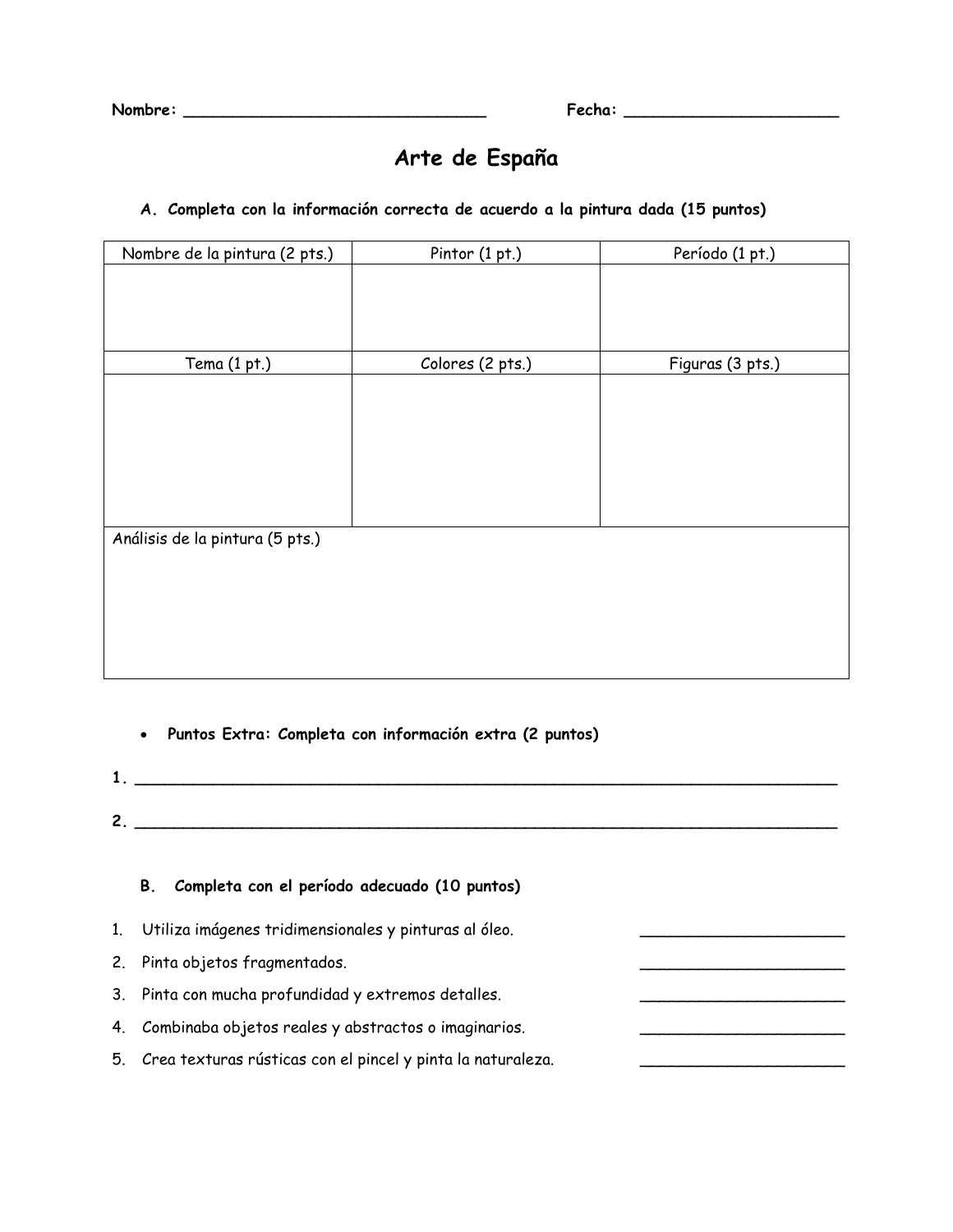Nombre: _______________________________ Fecha: ______________________

# Arte de España

**A. Completa con la información correcta de acuerdo a la pintura dada (15 puntos)**

| Nombre de la pintura (2 pts.) | Pintor (1 pt.) | Período (1 pt.) |
| --- | --- | --- |
| | | |
| **Tema (1 pt.)** | **Colores (2 pts.)** | **Figuras (3 pts.)** |
| | | |
| **Análisis de la pintura (5 pts.)** | | |
| | | |

- **Puntos Extra: Completa con información extra (2 puntos)**

**1.** ___________________________________________________________________________

**2.** ___________________________________________________________________________

**B. Completa con el período adecuado (10 puntos)**

1. Utiliza imágenes tridimensionales y pinturas al óleo. ______________________
2. Pinta objetos fragmentados. ______________________
3. Pinta con mucha profundidad y extremos detalles. ______________________
4. Combinaba objetos reales y abstractos o imaginarios. ______________________
5. Crea texturas rústicas con el pincel y pinta la naturaleza. ______________________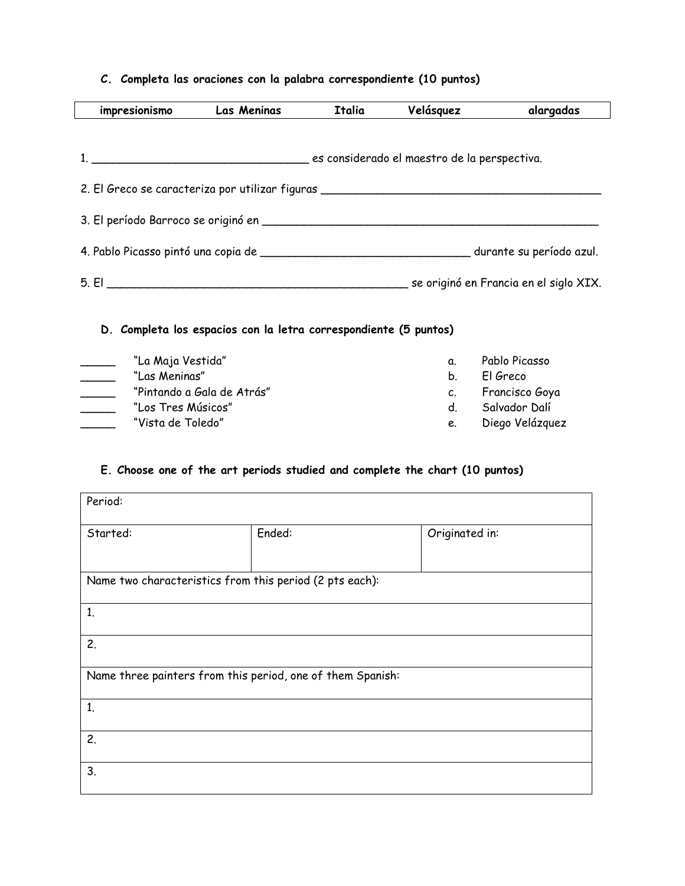**C. Completa las oraciones con la palabra correspondiente (10 puntos)**

| | | | | |
|---|---|---|---|---|
| **impresionismo** | **Las Meninas** | **Italia** | **Velásquez** | **alargadas** |

1. ________________________________ es considerado el maestro de la perspectiva.

2. El Greco se caracteriza por utilizar figuras ________________________________________

3. El período Barroco se originó en ____________________________________________________

4. Pablo Picasso pintó una copia de ______________________________ durante su período azul.

5. El ____________________________________________ se originó en Francia en el siglo XIX.

**D. Completa los espacios con la letra correspondiente (5 puntos)**

_____ "La Maja Vestida"
_____ "Las Meninas"
_____ "Pintando a Gala de Atrás"
_____ "Los Tres Músicos"
_____ "Vista de Toledo"

a. Pablo Picasso
b. El Greco
c. Francisco Goya
d. Salvador Dalí
e. Diego Velázquez

**E. Choose one of the art periods studied and complete the chart (10 puntos)**

| | | |
|---|---|---|
| Period: | | |
| Started: | Ended: | Originated in: |
| Name two characteristics from this period (2 pts each): | | |
| 1. | | |
| 2. | | |
| Name three painters from this period, one of them Spanish: | | |
| 1. | | |
| 2. | | |
| 3. | | |